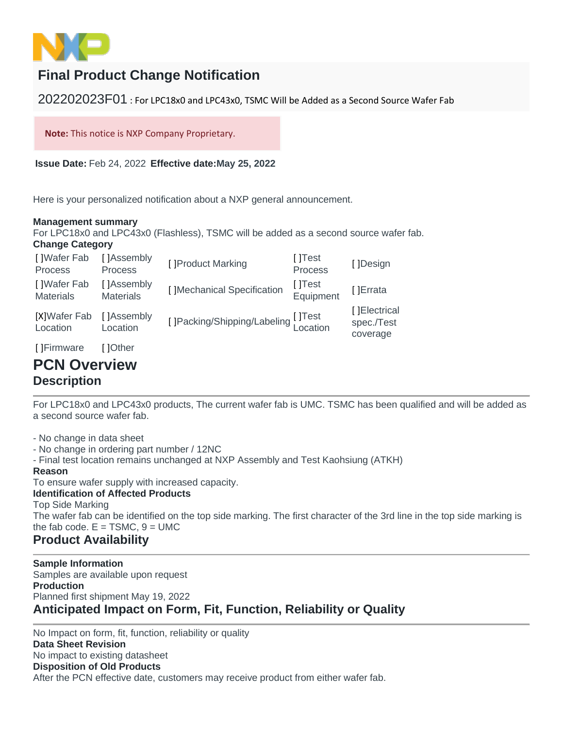# Final Product Change Notification

202202023F01 : For LPC18x0 and LPC43x0, TSMC Will be Added as a Second Source Wafer Fab

**Note:** This notice is NXP Company Proprietary.

**Issue Date:** Feb 24, 2022 **Effective date:May 25, 2022**

Here is your personalized notification about a NXP general announcement.

**Management summary**

For LPC18x0 and LPC43x0 (Flashless), TSMC will be added as a second source wafer fab.

**Change Category**

| | | | | |
|---|---|---|---|---|
| [ ]Wafer Fab Process | [ ]Assembly Process | [ ]Product Marking | [ ]Test Process | [ ]Design |
| [ ]Wafer Fab Materials | [ ]Assembly Materials | [ ]Mechanical Specification | [ ]Test Equipment | [ ]Errata |
| [X]Wafer Fab Location | [ ]Assembly Location | [ ]Packing/Shipping/Labeling | [ ]Test Location | [ ]Electrical spec./Test coverage |
| [ ]Firmware | [ ]Other | | | |

## PCN Overview

### Description

For LPC18x0 and LPC43x0 products, The current wafer fab is UMC. TSMC has been qualified and will be added as a second source wafer fab.

- No change in data sheet
- No change in ordering part number / 12NC
- Final test location remains unchanged at NXP Assembly and Test Kaohsiung (ATKH)

**Reason**

To ensure wafer supply with increased capacity.

**Identification of Affected Products**

Top Side Marking

The wafer fab can be identified on the top side marking. The first character of the 3rd line in the top side marking is the fab code. E = TSMC, 9 = UMC

## Product Availability

**Sample Information**

Samples are available upon request

**Production**

Planned first shipment May 19, 2022

## Anticipated Impact on Form, Fit, Function, Reliability or Quality

No Impact on form, fit, function, reliability or quality

**Data Sheet Revision**

No impact to existing datasheet

**Disposition of Old Products**

After the PCN effective date, customers may receive product from either wafer fab.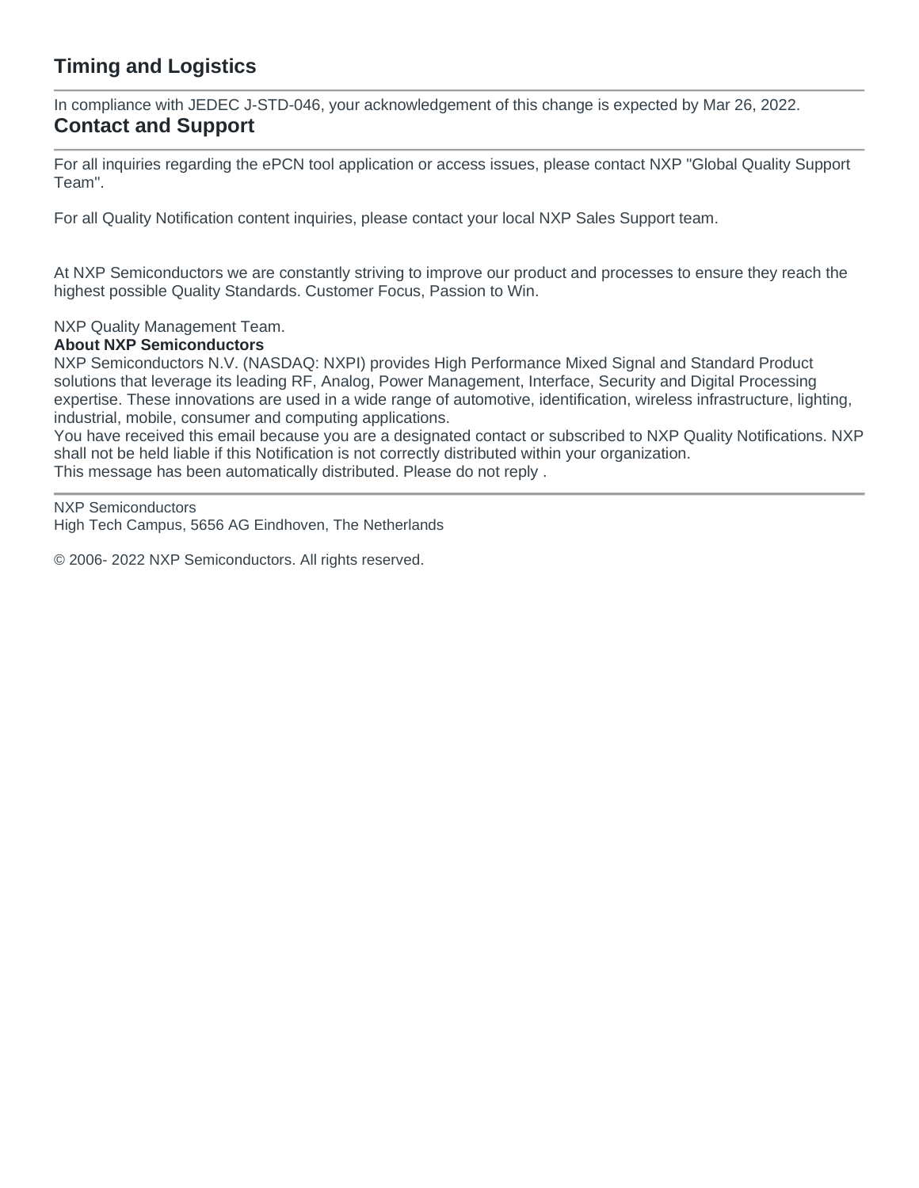## Timing and Logistics

In compliance with JEDEC J-STD-046, your acknowledgement of this change is expected by Mar 26, 2022.

## Contact and Support

For all inquiries regarding the ePCN tool application or access issues, please contact NXP "Global Quality Support Team".

For all Quality Notification content inquiries, please contact your local NXP Sales Support team.

At NXP Semiconductors we are constantly striving to improve our product and processes to ensure they reach the highest possible Quality Standards. Customer Focus, Passion to Win.

NXP Quality Management Team.

**About NXP Semiconductors**

NXP Semiconductors N.V. (NASDAQ: NXPI) provides High Performance Mixed Signal and Standard Product solutions that leverage its leading RF, Analog, Power Management, Interface, Security and Digital Processing expertise. These innovations are used in a wide range of automotive, identification, wireless infrastructure, lighting, industrial, mobile, consumer and computing applications.

You have received this email because you are a designated contact or subscribed to NXP Quality Notifications. NXP shall not be held liable if this Notification is not correctly distributed within your organization.

This message has been automatically distributed. Please do not reply .

---

NXP Semiconductors
High Tech Campus, 5656 AG Eindhoven, The Netherlands

© 2006- 2022 NXP Semiconductors. All rights reserved.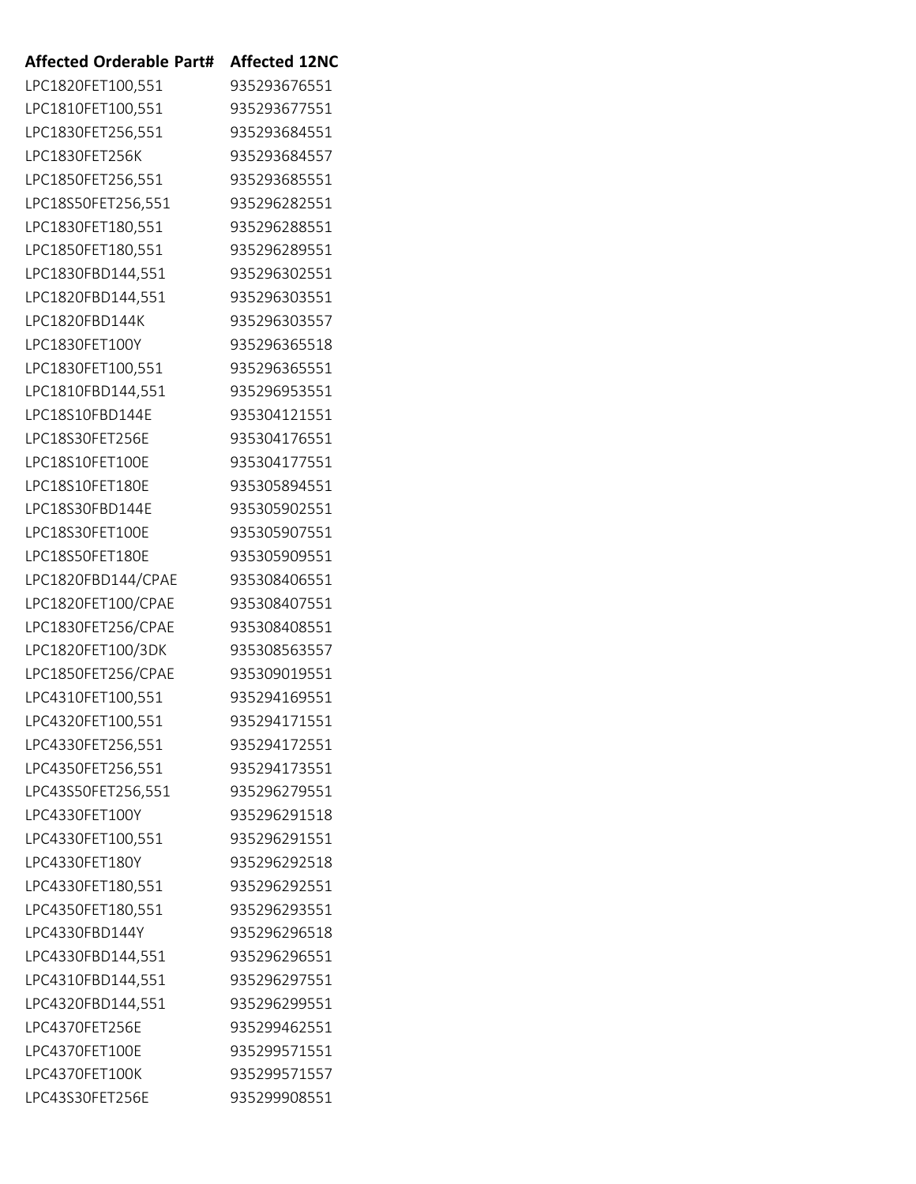| Affected Orderable Part# | Affected 12NC |
|---|---|
| LPC1820FET100,551 | 935293676551 |
| LPC1810FET100,551 | 935293677551 |
| LPC1830FET256,551 | 935293684551 |
| LPC1830FET256K | 935293684557 |
| LPC1850FET256,551 | 935293685551 |
| LPC18S50FET256,551 | 935296282551 |
| LPC1830FET180,551 | 935296288551 |
| LPC1850FET180,551 | 935296289551 |
| LPC1830FBD144,551 | 935296302551 |
| LPC1820FBD144,551 | 935296303551 |
| LPC1820FBD144K | 935296303557 |
| LPC1830FET100Y | 935296365518 |
| LPC1830FET100,551 | 935296365551 |
| LPC1810FBD144,551 | 935296953551 |
| LPC18S10FBD144E | 935304121551 |
| LPC18S30FET256E | 935304176551 |
| LPC18S10FET100E | 935304177551 |
| LPC18S10FET180E | 935305894551 |
| LPC18S30FBD144E | 935305902551 |
| LPC18S30FET100E | 935305907551 |
| LPC18S50FET180E | 935305909551 |
| LPC1820FBD144/CPAE | 935308406551 |
| LPC1820FET100/CPAE | 935308407551 |
| LPC1830FET256/CPAE | 935308408551 |
| LPC1820FET100/3DK | 935308563557 |
| LPC1850FET256/CPAE | 935309019551 |
| LPC4310FET100,551 | 935294169551 |
| LPC4320FET100,551 | 935294171551 |
| LPC4330FET256,551 | 935294172551 |
| LPC4350FET256,551 | 935294173551 |
| LPC43S50FET256,551 | 935296279551 |
| LPC4330FET100Y | 935296291518 |
| LPC4330FET100,551 | 935296291551 |
| LPC4330FET180Y | 935296292518 |
| LPC4330FET180,551 | 935296292551 |
| LPC4350FET180,551 | 935296293551 |
| LPC4330FBD144Y | 935296296518 |
| LPC4330FBD144,551 | 935296296551 |
| LPC4310FBD144,551 | 935296297551 |
| LPC4320FBD144,551 | 935296299551 |
| LPC4370FET256E | 935299462551 |
| LPC4370FET100E | 935299571551 |
| LPC4370FET100K | 935299571557 |
| LPC43S30FET256E | 935299908551 |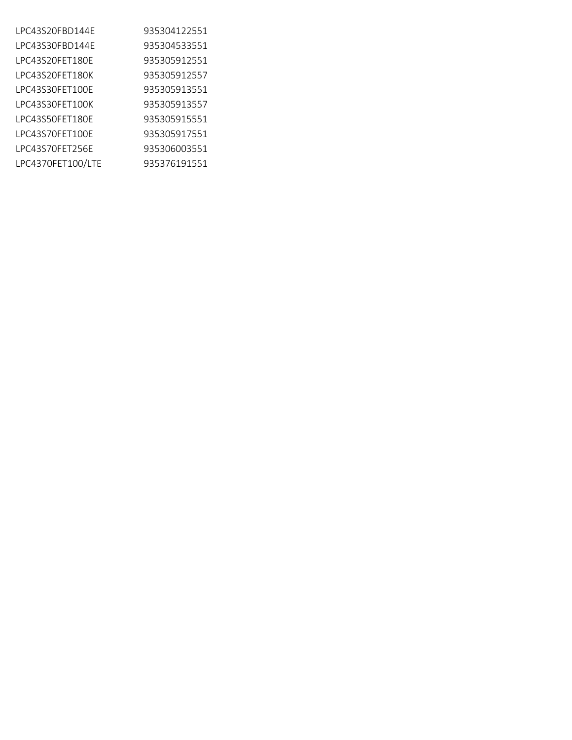| | |
|---|---|
| LPC43S20FBD144E | 935304122551 |
| LPC43S30FBD144E | 935304533551 |
| LPC43S20FET180E | 935305912551 |
| LPC43S20FET180K | 935305912557 |
| LPC43S30FET100E | 935305913551 |
| LPC43S30FET100K | 935305913557 |
| LPC43S50FET180E | 935305915551 |
| LPC43S70FET100E | 935305917551 |
| LPC43S70FET256E | 935306003551 |
| LPC4370FET100/LTE | 935376191551 |